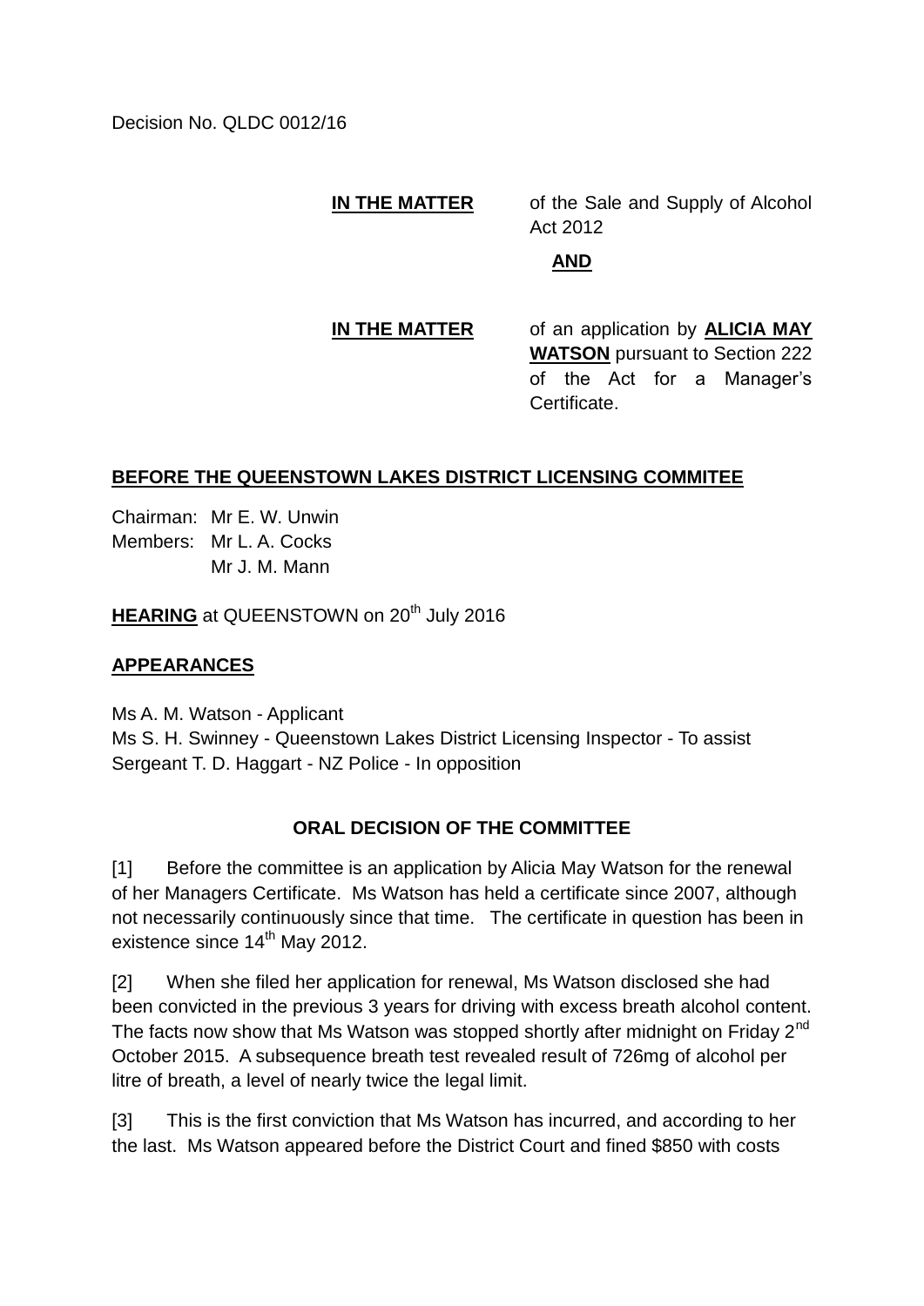Decision No. QLDC 0012/16

**IN THE MATTER** of the Sale and Supply of Alcohol Act 2012

**AND**

**IN THE MATTER** of an application by **ALICIA MAY WATSON** pursuant to Section 222 of the Act for a Manager's Certificate.

**BEFORE THE QUEENSTOWN LAKES DISTRICT LICENSING COMMITEE**

Chairman: Mr E. W. Unwin
Members: Mr L. A. Cocks
Mr J. M. Mann

**HEARING** at QUEENSTOWN on 20th July 2016

**APPEARANCES**

Ms A. M. Watson - Applicant
Ms S. H. Swinney - Queenstown Lakes District Licensing Inspector - To assist
Sergeant T. D. Haggart - NZ Police - In opposition

**ORAL DECISION OF THE COMMITTEE**

[1] Before the committee is an application by Alicia May Watson for the renewal of her Managers Certificate. Ms Watson has held a certificate since 2007, although not necessarily continuously since that time. The certificate in question has been in existence since 14th May 2012.

[2] When she filed her application for renewal, Ms Watson disclosed she had been convicted in the previous 3 years for driving with excess breath alcohol content. The facts now show that Ms Watson was stopped shortly after midnight on Friday 2nd October 2015. A subsequence breath test revealed result of 726mg of alcohol per litre of breath, a level of nearly twice the legal limit.

[3] This is the first conviction that Ms Watson has incurred, and according to her the last. Ms Watson appeared before the District Court and fined $850 with costs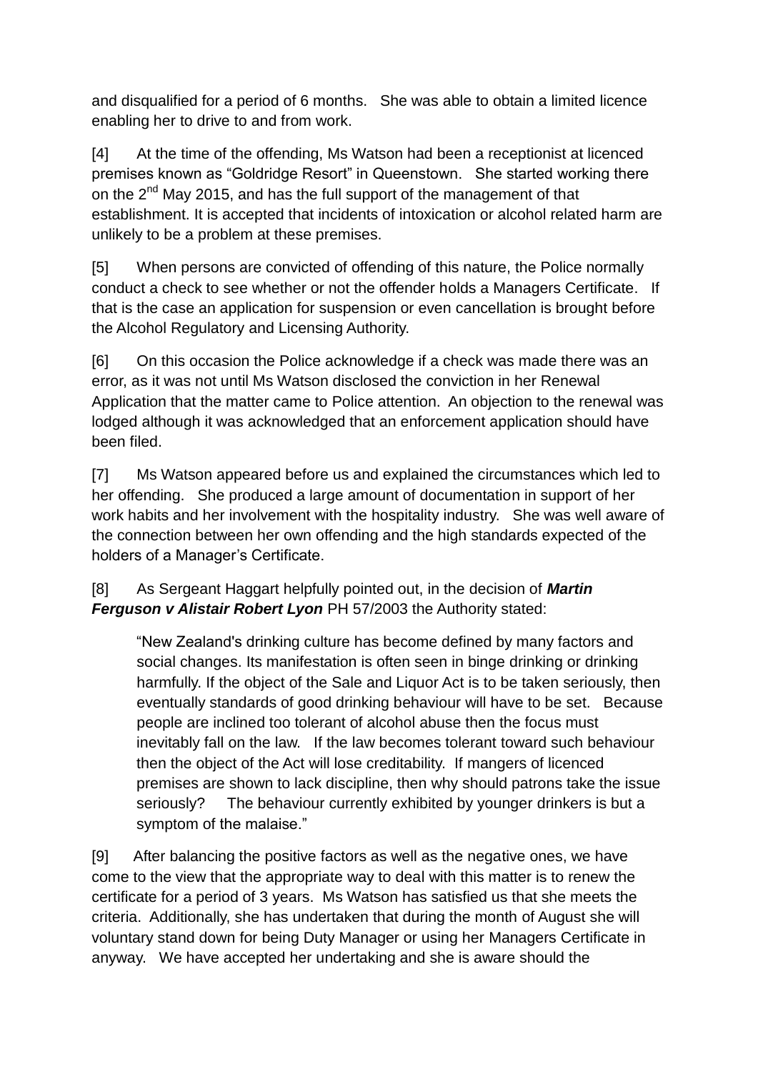and disqualified for a period of 6 months. She was able to obtain a limited licence enabling her to drive to and from work.

[4] At the time of the offending, Ms Watson had been a receptionist at licenced premises known as “Goldridge Resort” in Queenstown. She started working there on the 2nd May 2015, and has the full support of the management of that establishment. It is accepted that incidents of intoxication or alcohol related harm are unlikely to be a problem at these premises.

[5] When persons are convicted of offending of this nature, the Police normally conduct a check to see whether or not the offender holds a Managers Certificate. If that is the case an application for suspension or even cancellation is brought before the Alcohol Regulatory and Licensing Authority.

[6] On this occasion the Police acknowledge if a check was made there was an error, as it was not until Ms Watson disclosed the conviction in her Renewal Application that the matter came to Police attention. An objection to the renewal was lodged although it was acknowledged that an enforcement application should have been filed.

[7] Ms Watson appeared before us and explained the circumstances which led to her offending. She produced a large amount of documentation in support of her work habits and her involvement with the hospitality industry. She was well aware of the connection between her own offending and the high standards expected of the holders of a Manager’s Certificate.

[8] As Sergeant Haggart helpfully pointed out, in the decision of ***Martin Ferguson v Alistair Robert Lyon*** PH 57/2003 the Authority stated:

> “New Zealand's drinking culture has become defined by many factors and social changes. Its manifestation is often seen in binge drinking or drinking harmfully. If the object of the Sale and Liquor Act is to be taken seriously, then eventually standards of good drinking behaviour will have to be set. Because people are inclined too tolerant of alcohol abuse then the focus must inevitably fall on the law. If the law becomes tolerant toward such behaviour then the object of the Act will lose creditability. If mangers of licenced premises are shown to lack discipline, then why should patrons take the issue seriously? The behaviour currently exhibited by younger drinkers is but a symptom of the malaise.”

[9] After balancing the positive factors as well as the negative ones, we have come to the view that the appropriate way to deal with this matter is to renew the certificate for a period of 3 years. Ms Watson has satisfied us that she meets the criteria. Additionally, she has undertaken that during the month of August she will voluntary stand down for being Duty Manager or using her Managers Certificate in anyway. We have accepted her undertaking and she is aware should the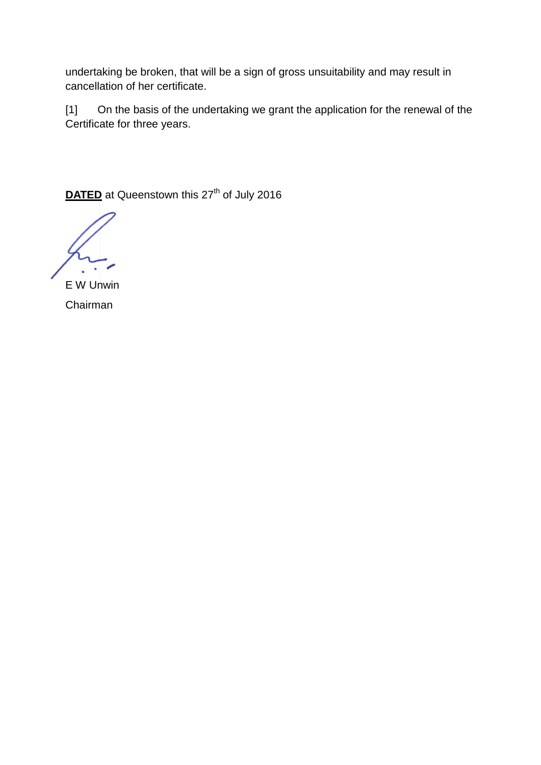undertaking be broken, that will be a sign of gross unsuitability and may result in cancellation of her certificate.

[1] On the basis of the undertaking we grant the application for the renewal of the Certificate for three years.

**DATED** at Queenstown this 27th of July 2016

E W Unwin

Chairman